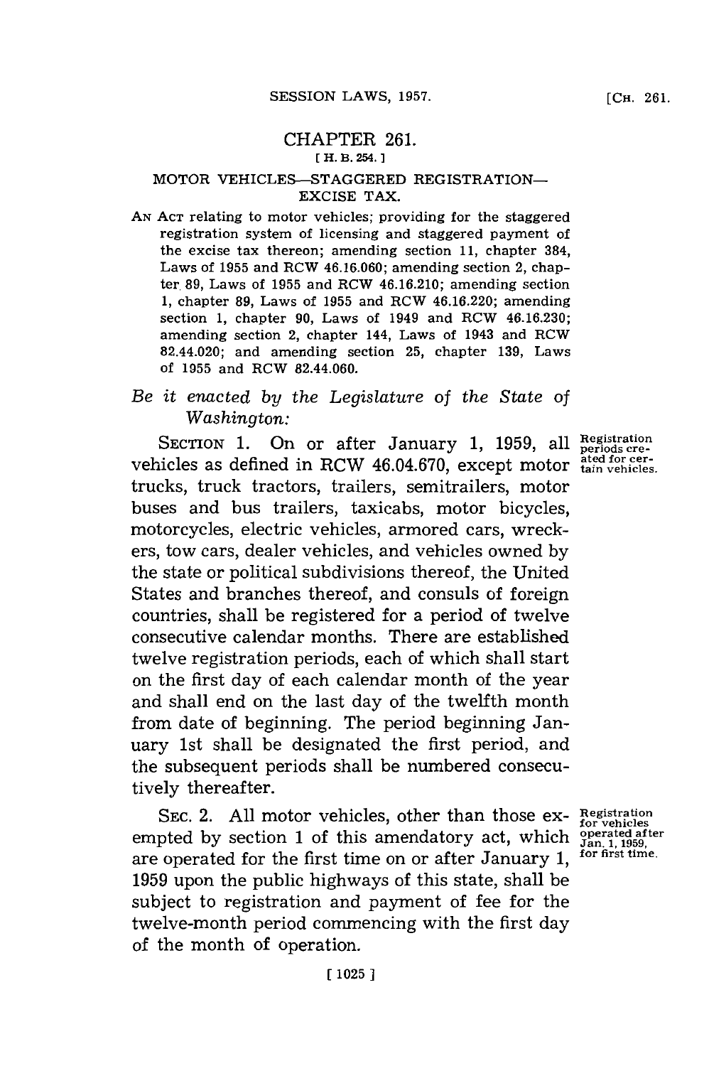# CHAPTER 261.

[ H. B. 254. ]

## MOTOR VEHICLES—STAGGERED REGISTRATION—EXCISE TAX.

AN ACT relating to motor vehicles; providing for the staggered registration system of licensing and staggered payment of the excise tax thereon; amending section 11, chapter 384, Laws of 1955 and RCW 46.16.060; amending section 2, chapter 89, Laws of 1955 and RCW 46.16.210; amending section 1, chapter 89, Laws of 1955 and RCW 46.16.220; amending section 1, chapter 90, Laws of 1949 and RCW 46.16.230; amending section 2, chapter 144, Laws of 1943 and RCW 82.44.020; and amending section 25, chapter 139, Laws of 1955 and RCW 82.44.060.

*Be it enacted by the Legislature of the State of Washington:*

SECTION 1. On or after January 1, 1959, all vehicles as defined in RCW 46.04.670, except motor trucks, truck tractors, trailers, semitrailers, motor buses and bus trailers, taxicabs, motor bicycles, motorcycles, electric vehicles, armored cars, wreckers, tow cars, dealer vehicles, and vehicles owned by the state or political subdivisions thereof, the United States and branches thereof, and consuls of foreign countries, shall be registered for a period of twelve consecutive calendar months. There are established twelve registration periods, each of which shall start on the first day of each calendar month of the year and shall end on the last day of the twelfth month from date of beginning. The period beginning January 1st shall be designated the first period, and the subsequent periods shall be numbered consecutively thereafter.

Registration periods created for certain vehicles.

SEC. 2. All motor vehicles, other than those exempted by section 1 of this amendatory act, which are operated for the first time on or after January 1, 1959 upon the public highways of this state, shall be subject to registration and payment of fee for the twelve-month period commencing with the first day of the month of operation.

Registration for vehicles operated after Jan. 1, 1959, for first time.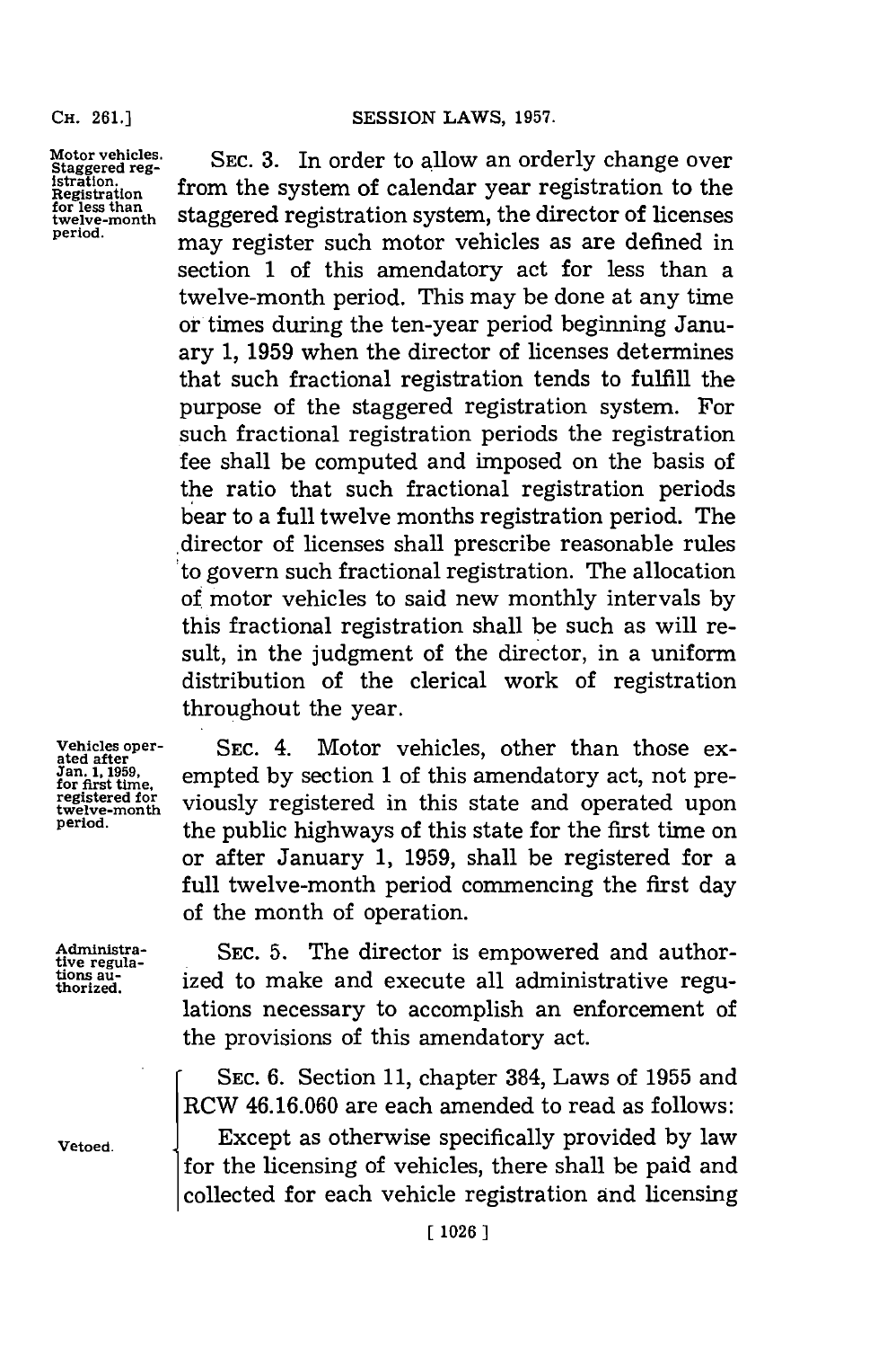Motor vehicles. Staggered registration. Registration for less than twelve-month period.

SEC. 3. In order to allow an orderly change over from the system of calendar year registration to the staggered registration system, the director of licenses may register such motor vehicles as are defined in section 1 of this amendatory act for less than a twelve-month period. This may be done at any time or times during the ten-year period beginning January 1, 1959 when the director of licenses determines that such fractional registration tends to fulfill the purpose of the staggered registration system. For such fractional registration periods the registration fee shall be computed and imposed on the basis of the ratio that such fractional registration periods bear to a full twelve months registration period. The director of licenses shall prescribe reasonable rules to govern such fractional registration. The allocation of motor vehicles to said new monthly intervals by this fractional registration shall be such as will result, in the judgment of the director, in a uniform distribution of the clerical work of registration throughout the year.

Vehicles operated after Jan. 1, 1959, for first time, registered for twelve-month period.

SEC. 4. Motor vehicles, other than those exempted by section 1 of this amendatory act, not previously registered in this state and operated upon the public highways of this state for the first time on or after January 1, 1959, shall be registered for a full twelve-month period commencing the first day of the month of operation.

Administrative regulations authorized.

SEC. 5. The director is empowered and authorized to make and execute all administrative regulations necessary to accomplish an enforcement of the provisions of this amendatory act.

Vetoed.

SEC. 6. Section 11, chapter 384, Laws of 1955 and RCW 46.16.060 are each amended to read as follows:

Except as otherwise specifically provided by law for the licensing of vehicles, there shall be paid and collected for each vehicle registration and licensing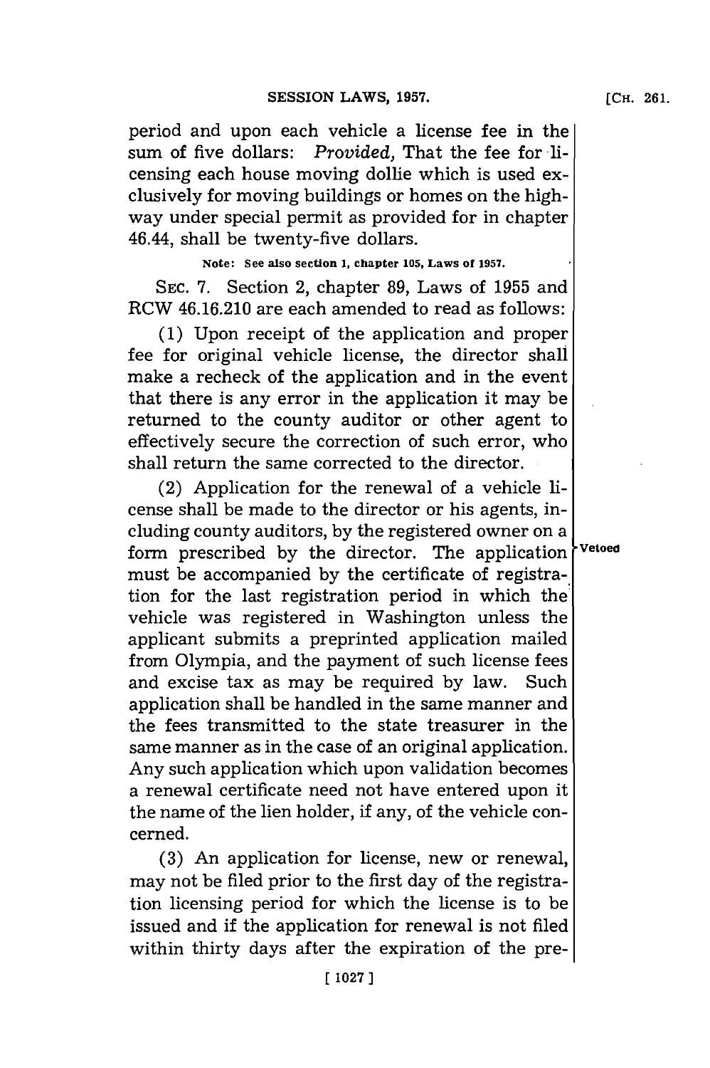period and upon each vehicle a license fee in the sum of five dollars: *Provided,* That the fee for licensing each house moving dollie which is used exclusively for moving buildings or homes on the highway under special permit as provided for in chapter 46.44, shall be twenty-five dollars.

**Note: See also section 1, chapter 105, Laws of 1957.**

SEC. 7. Section 2, chapter 89, Laws of 1955 and RCW 46.16.210 are each amended to read as follows:

(1) Upon receipt of the application and proper fee for original vehicle license, the director shall make a recheck of the application and in the event that there is any error in the application it may be returned to the county auditor or other agent to effectively secure the correction of such error, who shall return the same corrected to the director.

(2) Application for the renewal of a vehicle license shall be made to the director or his agents, including county auditors, by the registered owner on a form prescribed by the director. The application must be accompanied by the certificate of registration for the last registration period in which the vehicle was registered in Washington unless the applicant submits a preprinted application mailed from Olympia, and the payment of such license fees and excise tax as may be required by law. Such application shall be handled in the same manner and the fees transmitted to the state treasurer in the same manner as in the case of an original application. Any such application which upon validation becomes a renewal certificate need not have entered upon it the name of the lien holder, if any, of the vehicle concerned.

Vetoed

(3) An application for license, new or renewal, may not be filed prior to the first day of the registration licensing period for which the license is to be issued and if the application for renewal is not filed within thirty days after the expiration of the pre-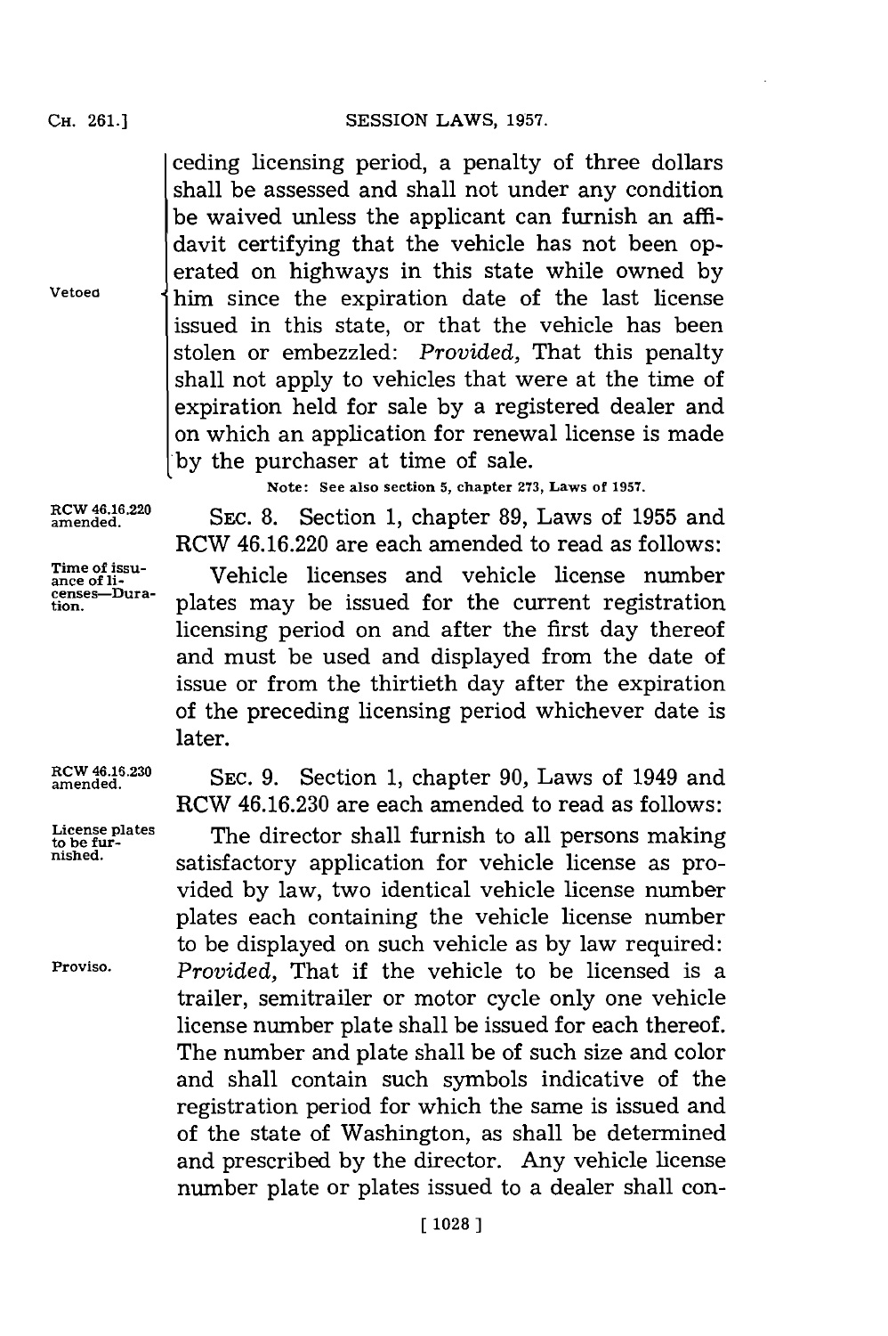ceding licensing period, a penalty of three dollars shall be assessed and shall not under any condition be waived unless the applicant can furnish an affidavit certifying that the vehicle has not been operated on highways in this state while owned by him since the expiration date of the last license issued in this state, or that the vehicle has been stolen or embezzled: *Provided,* That this penalty shall not apply to vehicles that were at the time of expiration held for sale by a registered dealer and on which an application for renewal license is made by the purchaser at time of sale.

Vetoed

Note: See also section 5, chapter 273, Laws of 1957.

RCW 46.16.220 amended.

SEC. 8. Section 1, chapter 89, Laws of 1955 and RCW 46.16.220 are each amended to read as follows:

Time of issuance of licenses—Duration.

Vehicle licenses and vehicle license number plates may be issued for the current registration licensing period on and after the first day thereof and must be used and displayed from the date of issue or from the thirtieth day after the expiration of the preceding licensing period whichever date is later.

RCW 46.16.230 amended.

SEC. 9. Section 1, chapter 90, Laws of 1949 and RCW 46.16.230 are each amended to read as follows:

License plates to be furnished.

The director shall furnish to all persons making satisfactory application for vehicle license as provided by law, two identical vehicle license number plates each containing the vehicle license number to be displayed on such vehicle as by law required:

Proviso.

*Provided,* That if the vehicle to be licensed is a trailer, semitrailer or motor cycle only one vehicle license number plate shall be issued for each thereof. The number and plate shall be of such size and color and shall contain such symbols indicative of the registration period for which the same is issued and of the state of Washington, as shall be determined and prescribed by the director. Any vehicle license number plate or plates issued to a dealer shall con-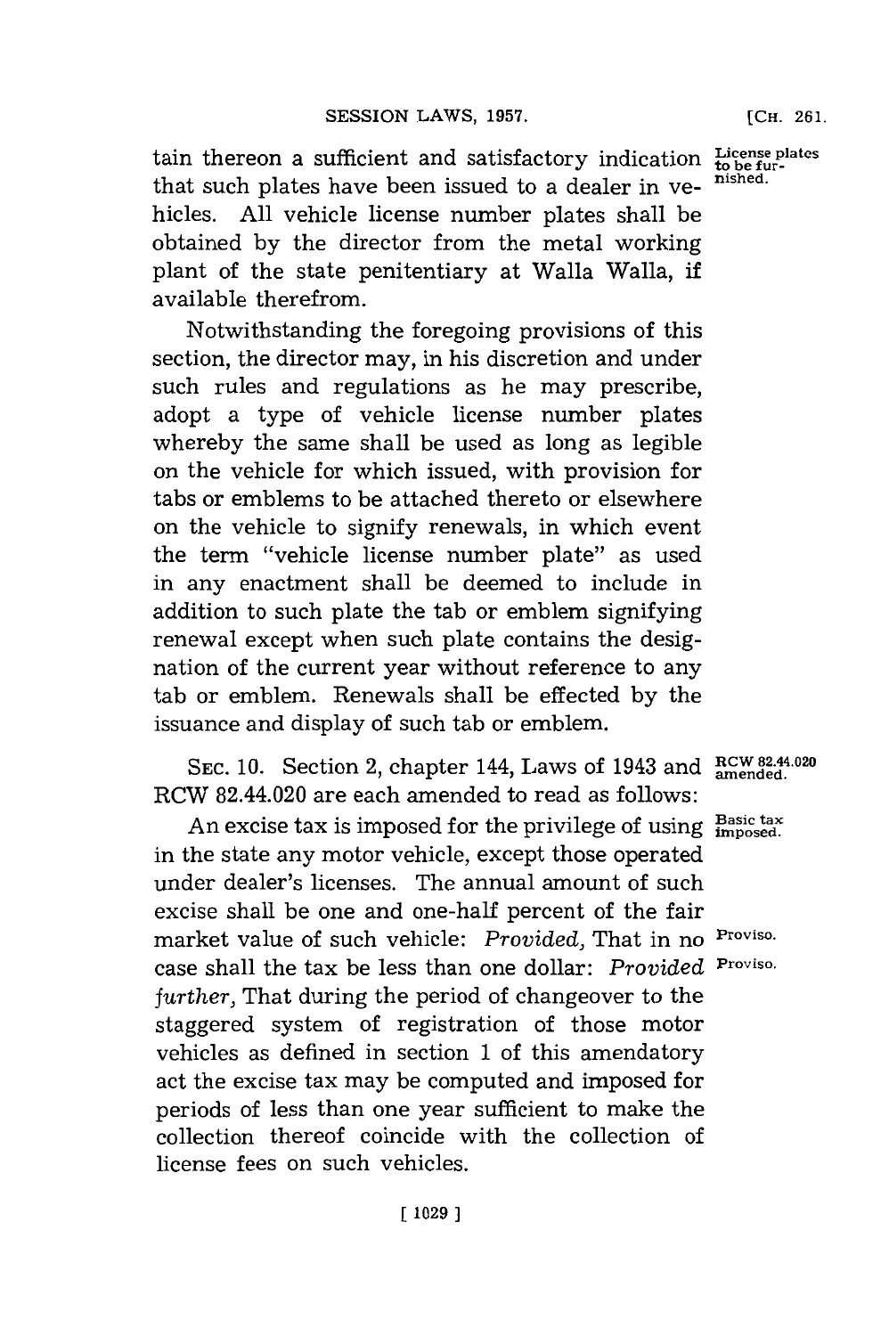tain thereon a sufficient and satisfactory indication that such plates have been issued to a dealer in vehicles. All vehicle license number plates shall be obtained by the director from the metal working plant of the state penitentiary at Walla Walla, if available therefrom.

License plates to be furnished.

Notwithstanding the foregoing provisions of this section, the director may, in his discretion and under such rules and regulations as he may prescribe, adopt a type of vehicle license number plates whereby the same shall be used as long as legible on the vehicle for which issued, with provision for tabs or emblems to be attached thereto or elsewhere on the vehicle to signify renewals, in which event the term "vehicle license number plate" as used in any enactment shall be deemed to include in addition to such plate the tab or emblem signifying renewal except when such plate contains the designation of the current year without reference to any tab or emblem. Renewals shall be effected by the issuance and display of such tab or emblem.

SEC. 10. Section 2, chapter 144, Laws of 1943 and RCW 82.44.020 are each amended to read as follows:

RCW 82.44.020 amended.

An excise tax is imposed for the privilege of using in the state any motor vehicle, except those operated under dealer's licenses. The annual amount of such excise shall be one and one-half percent of the fair market value of such vehicle: *Provided*, That in no case shall the tax be less than one dollar: *Provided further*, That during the period of changeover to the staggered system of registration of those motor vehicles as defined in section 1 of this amendatory act the excise tax may be computed and imposed for periods of less than one year sufficient to make the collection thereof coincide with the collection of license fees on such vehicles.

Basic tax imposed.

Proviso.

Proviso.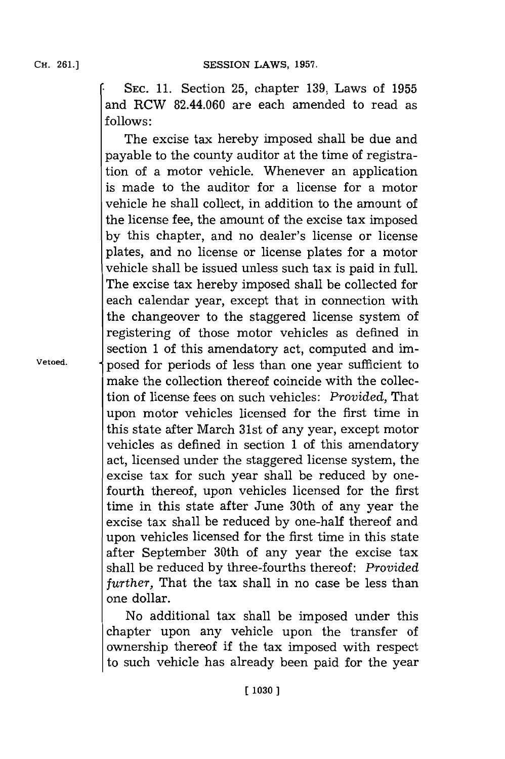Vetoed.

SEC. 11. Section 25, chapter 139, Laws of 1955 and RCW 82.44.060 are each amended to read as follows:

The excise tax hereby imposed shall be due and payable to the county auditor at the time of registration of a motor vehicle. Whenever an application is made to the auditor for a license for a motor vehicle he shall collect, in addition to the amount of the license fee, the amount of the excise tax imposed by this chapter, and no dealer's license or license plates, and no license or license plates for a motor vehicle shall be issued unless such tax is paid in full. The excise tax hereby imposed shall be collected for each calendar year, except that in connection with the changeover to the staggered license system of registering of those motor vehicles as defined in section 1 of this amendatory act, computed and imposed for periods of less than one year sufficient to make the collection thereof coincide with the collection of license fees on such vehicles: *Provided,* That upon motor vehicles licensed for the first time in this state after March 31st of any year, except motor vehicles as defined in section 1 of this amendatory act, licensed under the staggered license system, the excise tax for such year shall be reduced by one-fourth thereof, upon vehicles licensed for the first time in this state after June 30th of any year the excise tax shall be reduced by one-half thereof and upon vehicles licensed for the first time in this state after September 30th of any year the excise tax shall be reduced by three-fourths thereof: *Provided further,* That the tax shall in no case be less than one dollar.

No additional tax shall be imposed under this chapter upon any vehicle upon the transfer of ownership thereof if the tax imposed with respect to such vehicle has already been paid for the year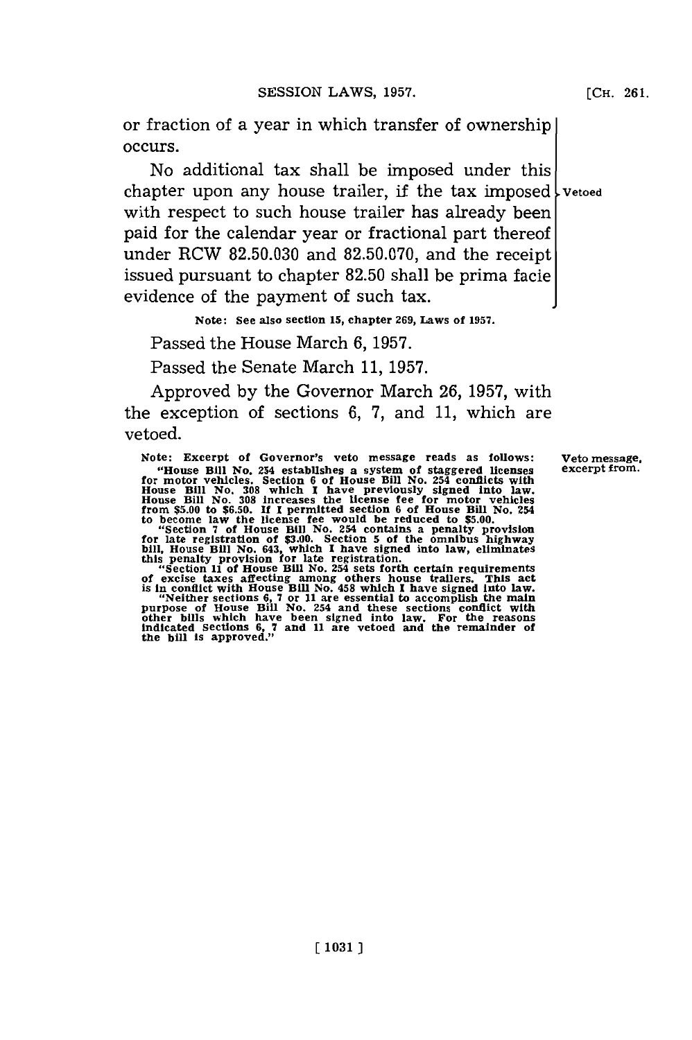or fraction of a year in which transfer of ownership occurs.

No additional tax shall be imposed under this chapter upon any house trailer, if the tax imposed with respect to such house trailer has already been paid for the calendar year or fractional part thereof under RCW 82.50.030 and 82.50.070, and the receipt issued pursuant to chapter 82.50 shall be prima facie evidence of the payment of such tax.

Vetoed

Note: See also section 15, chapter 269, Laws of 1957.

Passed the House March 6, 1957.

Passed the Senate March 11, 1957.

Approved by the Governor March 26, 1957, with the exception of sections 6, 7, and 11, which are vetoed.

Veto message, excerpt from.

Note: Excerpt of Governor's veto message reads as follows:

"House Bill No. 254 establishes a system of staggered licenses for motor vehicles. Section 6 of House Bill No. 254 conflicts with House Bill No. 308 which I have previously signed into law. House Bill No. 308 increases the license fee for motor vehicles from $5.00 to $6.50. If I permitted section 6 of House Bill No. 254 to become law the license fee would be reduced to $5.00.

"Section 7 of House Bill No. 254 contains a penalty provision for late registration of $3.00. Section 5 of the omnibus highway bill, House Bill No. 643, which I have signed into law, eliminates this penalty provision for late registration.

"Section 11 of House Bill No. 254 sets forth certain requirements of excise taxes affecting among others house trailers. This act is in conflict with House Bill No. 458 which I have signed into law.

"Neither sections 6, 7 or 11 are essential to accomplish the main purpose of House Bill No. 254 and these sections conflict with other bills which have been signed into law. For the reasons indicated Sections 6, 7 and 11 are vetoed and the remainder of the bill is approved."